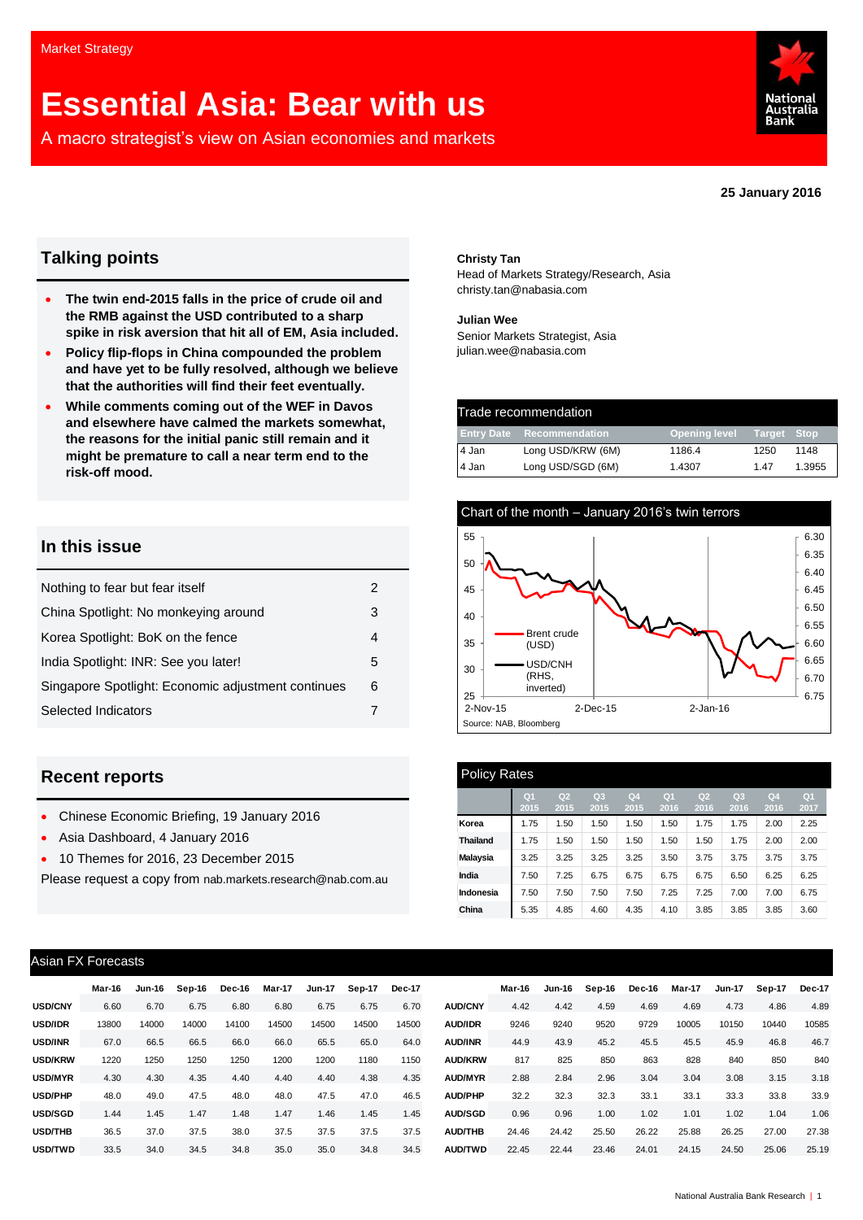Market Strategy

# Essential Asia: Bear with us

A macro strategist's view on Asian economies and markets

**25 January 2016**

## Talking points

- **The twin end-2015 falls in the price of crude oil and the RMB against the USD contributed to a sharp spike in risk aversion that hit all of EM, Asia included.**
- **Policy flip-flops in China compounded the problem and have yet to be fully resolved, although we believe that the authorities will find their feet eventually.**
- **While comments coming out of the WEF in Davos and elsewhere have calmed the markets somewhat, the reasons for the initial panic still remain and it might be premature to call a near term end to the risk-off mood.**

## In this issue

| | |
|---|---|
| Nothing to fear but fear itself | 2 |
| China Spotlight: No monkeying around | 3 |
| Korea Spotlight: BoK on the fence | 4 |
| India Spotlight: INR: See you later! | 5 |
| Singapore Spotlight: Economic adjustment continues | 6 |
| Selected Indicators | 7 |

## Recent reports

- Chinese Economic Briefing, 19 January 2016
- Asia Dashboard, 4 January 2016
- 10 Themes for 2016, 23 December 2015

Please request a copy from nab.markets.research@nab.com.au

**Christy Tan**
Head of Markets Strategy/Research, Asia
christy.tan@nabasia.com

**Julian Wee**
Senior Markets Strategist, Asia
julian.wee@nabasia.com

### Trade recommendation

| Entry Date | Recommendation | Opening level | Target | Stop |
|---|---|---|---|---|
| 4 Jan | Long USD/KRW (6M) | 1186.4 | 1250 | 1148 |
| 4 Jan | Long USD/SGD (6M) | 1.4307 | 1.47 | 1.3955 |

### Chart of the month – January 2016's twin terrors

Source: NAB, Bloomberg

### Policy Rates

| | Q1 2015 | Q2 2015 | Q3 2015 | Q4 2015 | Q1 2016 | Q2 2016 | Q3 2016 | Q4 2016 | Q1 2017 |
|---|---|---|---|---|---|---|---|---|---|
| Korea | 1.75 | 1.50 | 1.50 | 1.50 | 1.50 | 1.75 | 1.75 | 2.00 | 2.25 |
| Thailand | 1.75 | 1.50 | 1.50 | 1.50 | 1.50 | 1.50 | 1.75 | 2.00 | 2.00 |
| Malaysia | 3.25 | 3.25 | 3.25 | 3.25 | 3.50 | 3.75 | 3.75 | 3.75 | 3.75 |
| India | 7.50 | 7.25 | 6.75 | 6.75 | 6.75 | 6.75 | 6.50 | 6.25 | 6.25 |
| Indonesia | 7.50 | 7.50 | 7.50 | 7.50 | 7.25 | 7.25 | 7.00 | 7.00 | 6.75 |
| China | 5.35 | 4.85 | 4.60 | 4.35 | 4.10 | 3.85 | 3.85 | 3.85 | 3.60 |

### Asian FX Forecasts

| | Mar-16 | Jun-16 | Sep-16 | Dec-16 | Mar-17 | Jun-17 | Sep-17 | Dec-17 |
|---|---|---|---|---|---|---|---|---|
| USD/CNY | 6.60 | 6.70 | 6.75 | 6.80 | 6.80 | 6.75 | 6.75 | 6.70 |
| USD/IDR | 13800 | 14000 | 14000 | 14100 | 14500 | 14500 | 14500 | 14500 |
| USD/INR | 67.0 | 66.5 | 66.5 | 66.0 | 66.0 | 65.5 | 65.0 | 64.0 |
| USD/KRW | 1220 | 1250 | 1250 | 1250 | 1200 | 1200 | 1180 | 1150 |
| USD/MYR | 4.30 | 4.30 | 4.35 | 4.40 | 4.40 | 4.40 | 4.38 | 4.35 |
| USD/PHP | 48.0 | 49.0 | 47.5 | 48.0 | 48.0 | 47.5 | 47.0 | 46.5 |
| USD/SGD | 1.44 | 1.45 | 1.47 | 1.48 | 1.47 | 1.46 | 1.45 | 1.45 |
| USD/THB | 36.5 | 37.0 | 37.5 | 38.0 | 37.5 | 37.5 | 37.5 | 37.5 |
| USD/TWD | 33.5 | 34.0 | 34.5 | 34.8 | 35.0 | 35.0 | 34.8 | 34.5 |

| | Mar-16 | Jun-16 | Sep-16 | Dec-16 | Mar-17 | Jun-17 | Sep-17 | Dec-17 |
|---|---|---|---|---|---|---|---|---|
| AUD/CNY | 4.42 | 4.42 | 4.59 | 4.69 | 4.69 | 4.73 | 4.86 | 4.89 |
| AUD/IDR | 9246 | 9240 | 9520 | 9729 | 10005 | 10150 | 10440 | 10585 |
| AUD/INR | 44.9 | 43.9 | 45.2 | 45.5 | 45.5 | 45.9 | 46.8 | 46.7 |
| AUD/KRW | 817 | 825 | 850 | 863 | 828 | 840 | 850 | 840 |
| AUD/MYR | 2.88 | 2.84 | 2.96 | 3.04 | 3.04 | 3.08 | 3.15 | 3.18 |
| AUD/PHP | 32.2 | 32.3 | 32.3 | 33.1 | 33.1 | 33.3 | 33.8 | 33.9 |
| AUD/SGD | 0.96 | 0.96 | 1.00 | 1.02 | 1.01 | 1.02 | 1.04 | 1.06 |
| AUD/THB | 24.46 | 24.42 | 25.50 | 26.22 | 25.88 | 26.25 | 27.00 | 27.38 |
| AUD/TWD | 22.45 | 22.44 | 23.46 | 24.01 | 24.15 | 24.50 | 25.06 | 25.19 |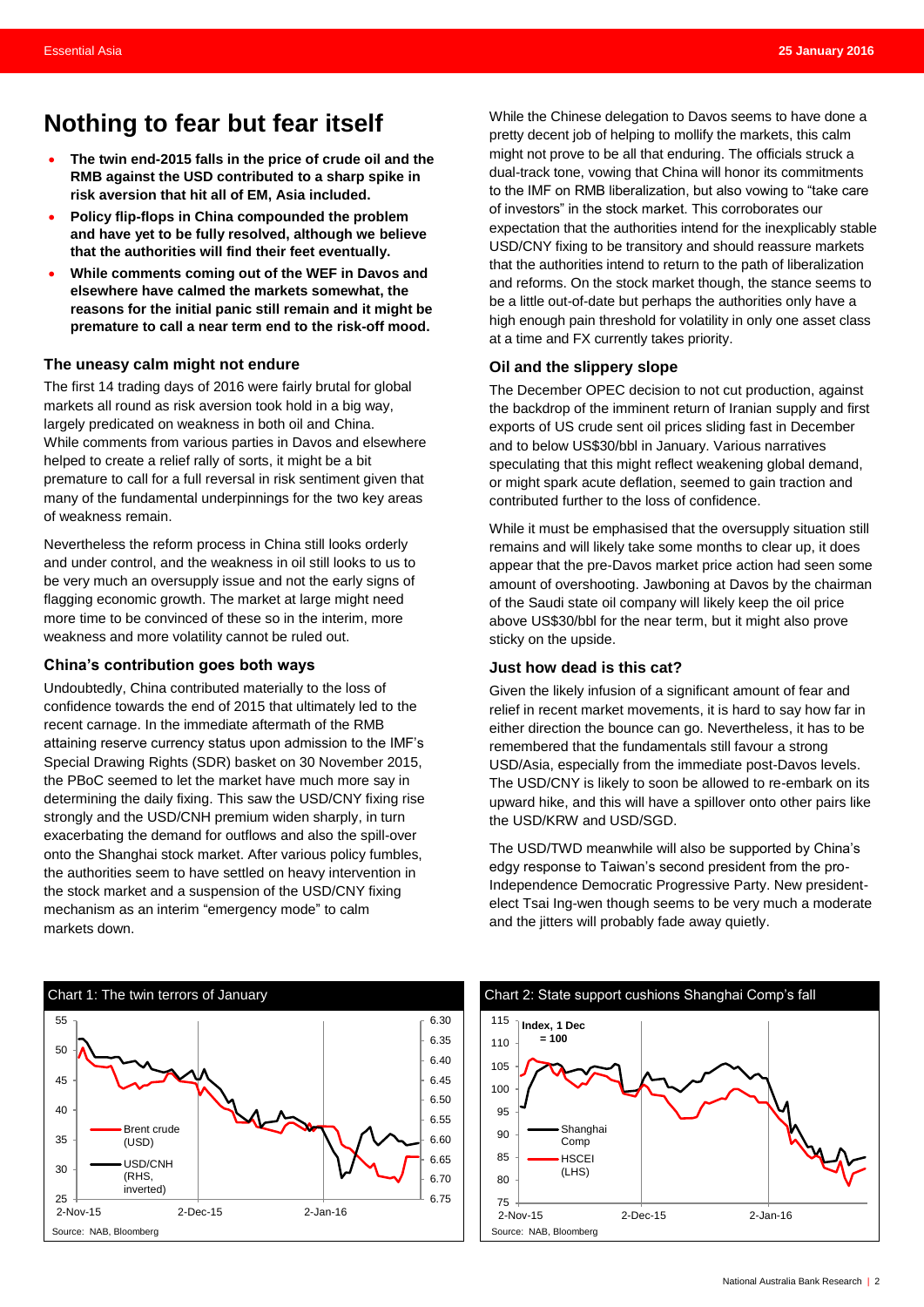# Nothing to fear but fear itself

- **The twin end-2015 falls in the price of crude oil and the RMB against the USD contributed to a sharp spike in risk aversion that hit all of EM, Asia included.**
- **Policy flip-flops in China compounded the problem and have yet to be fully resolved, although we believe that the authorities will find their feet eventually.**
- **While comments coming out of the WEF in Davos and elsewhere have calmed the markets somewhat, the reasons for the initial panic still remain and it might be premature to call a near term end to the risk-off mood.**

### The uneasy calm might not endure

The first 14 trading days of 2016 were fairly brutal for global markets all round as risk aversion took hold in a big way, largely predicated on weakness in both oil and China. While comments from various parties in Davos and elsewhere helped to create a relief rally of sorts, it might be a bit premature to call for a full reversal in risk sentiment given that many of the fundamental underpinnings for the two key areas of weakness remain.

Nevertheless the reform process in China still looks orderly and under control, and the weakness in oil still looks to us to be very much an oversupply issue and not the early signs of flagging economic growth. The market at large might need more time to be convinced of these so in the interim, more weakness and more volatility cannot be ruled out.

### China's contribution goes both ways

Undoubtedly, China contributed materially to the loss of confidence towards the end of 2015 that ultimately led to the recent carnage. In the immediate aftermath of the RMB attaining reserve currency status upon admission to the IMF's Special Drawing Rights (SDR) basket on 30 November 2015, the PBoC seemed to let the market have much more say in determining the daily fixing. This saw the USD/CNY fixing rise strongly and the USD/CNH premium widen sharply, in turn exacerbating the demand for outflows and also the spill-over onto the Shanghai stock market. After various policy fumbles, the authorities seem to have settled on heavy intervention in the stock market and a suspension of the USD/CNY fixing mechanism as an interim "emergency mode" to calm markets down.

While the Chinese delegation to Davos seems to have done a pretty decent job of helping to mollify the markets, this calm might not prove to be all that enduring. The officials struck a dual-track tone, vowing that China will honor its commitments to the IMF on RMB liberalization, but also vowing to "take care of investors" in the stock market. This corroborates our expectation that the authorities intend for the inexplicably stable USD/CNY fixing to be transitory and should reassure markets that the authorities intend to return to the path of liberalization and reforms. On the stock market though, the stance seems to be a little out-of-date but perhaps the authorities only have a high enough pain threshold for volatility in only one asset class at a time and FX currently takes priority.

### Oil and the slippery slope

The December OPEC decision to not cut production, against the backdrop of the imminent return of Iranian supply and first exports of US crude sent oil prices sliding fast in December and to below US$30/bbl in January. Various narratives speculating that this might reflect weakening global demand, or might spark acute deflation, seemed to gain traction and contributed further to the loss of confidence.

While it must be emphasised that the oversupply situation still remains and will likely take some months to clear up, it does appear that the pre-Davos market price action had seen some amount of overshooting. Jawboning at Davos by the chairman of the Saudi state oil company will likely keep the oil price above US$30/bbl for the near term, but it might also prove sticky on the upside.

### Just how dead is this cat?

Given the likely infusion of a significant amount of fear and relief in recent market movements, it is hard to say how far in either direction the bounce can go. Nevertheless, it has to be remembered that the fundamentals still favour a strong USD/Asia, especially from the immediate post-Davos levels. The USD/CNY is likely to soon be allowed to re-embark on its upward hike, and this will have a spillover onto other pairs like the USD/KRW and USD/SGD.

The USD/TWD meanwhile will also be supported by China's edgy response to Taiwan's second president from the pro-Independence Democratic Progressive Party. New president-elect Tsai Ing-wen though seems to be very much a moderate and the jitters will probably fade away quietly.

**Chart 1: The twin terrors of January**

Brent crude (USD); USD/CNH (RHS, inverted)

Source: NAB, Bloomberg

**Chart 2: State support cushions Shanghai Comp's fall**

Index, 1 Dec = 100; Shanghai Comp; HSCEI (LHS)

Source: NAB, Bloomberg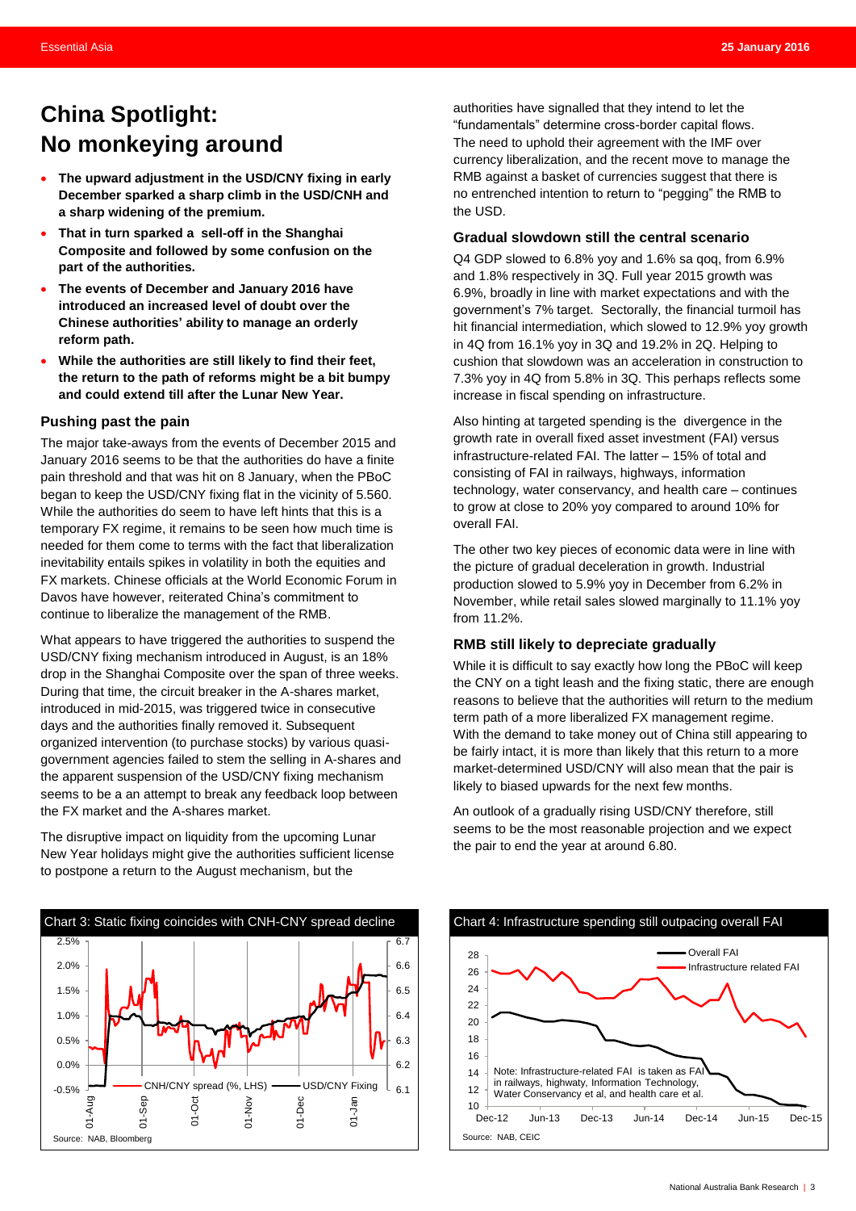# China Spotlight: No monkeying around

- **The upward adjustment in the USD/CNY fixing in early December sparked a sharp climb in the USD/CNH and a sharp widening of the premium.**
- **That in turn sparked a sell-off in the Shanghai Composite and followed by some confusion on the part of the authorities.**
- **The events of December and January 2016 have introduced an increased level of doubt over the Chinese authorities' ability to manage an orderly reform path.**
- **While the authorities are still likely to find their feet, the return to the path of reforms might be a bit bumpy and could extend till after the Lunar New Year.**

### Pushing past the pain

The major take-aways from the events of December 2015 and January 2016 seems to be that the authorities do have a finite pain threshold and that was hit on 8 January, when the PBoC began to keep the USD/CNY fixing flat in the vicinity of 5.560. While the authorities do seem to have left hints that this is a temporary FX regime, it remains to be seen how much time is needed for them come to terms with the fact that liberalization inevitability entails spikes in volatility in both the equities and FX markets. Chinese officials at the World Economic Forum in Davos have however, reiterated China's commitment to continue to liberalize the management of the RMB.

What appears to have triggered the authorities to suspend the USD/CNY fixing mechanism introduced in August, is an 18% drop in the Shanghai Composite over the span of three weeks. During that time, the circuit breaker in the A-shares market, introduced in mid-2015, was triggered twice in consecutive days and the authorities finally removed it. Subsequent organized intervention (to purchase stocks) by various quasi-government agencies failed to stem the selling in A-shares and the apparent suspension of the USD/CNY fixing mechanism seems to be a an attempt to break any feedback loop between the FX market and the A-shares market.

The disruptive impact on liquidity from the upcoming Lunar New Year holidays might give the authorities sufficient license to postpone a return to the August mechanism, but the authorities have signalled that they intend to let the "fundamentals" determine cross-border capital flows. The need to uphold their agreement with the IMF over currency liberalization, and the recent move to manage the RMB against a basket of currencies suggest that there is no entrenched intention to return to "pegging" the RMB to the USD.

### Gradual slowdown still the central scenario

Q4 GDP slowed to 6.8% yoy and 1.6% sa qoq, from 6.9% and 1.8% respectively in 3Q. Full year 2015 growth was 6.9%, broadly in line with market expectations and with the government's 7% target. Sectorally, the financial turmoil has hit financial intermediation, which slowed to 12.9% yoy growth in 4Q from 16.1% yoy in 3Q and 19.2% in 2Q. Helping to cushion that slowdown was an acceleration in construction to 7.3% yoy in 4Q from 5.8% in 3Q. This perhaps reflects some increase in fiscal spending on infrastructure.

Also hinting at targeted spending is the divergence in the growth rate in overall fixed asset investment (FAI) versus infrastructure-related FAI. The latter – 15% of total and consisting of FAI in railways, highways, information technology, water conservancy, and health care – continues to grow at close to 20% yoy compared to around 10% for overall FAI.

The other two key pieces of economic data were in line with the picture of gradual deceleration in growth. Industrial production slowed to 5.9% yoy in December from 6.2% in November, while retail sales slowed marginally to 11.1% yoy from 11.2%.

### RMB still likely to depreciate gradually

While it is difficult to say exactly how long the PBoC will keep the CNY on a tight leash and the fixing static, there are enough reasons to believe that the authorities will return to the medium term path of a more liberalized FX management regime. With the demand to take money out of China still appearing to be fairly intact, it is more than likely that this return to a more market-determined USD/CNY will also mean that the pair is likely to biased upwards for the next few months.

An outlook of a gradually rising USD/CNY therefore, still seems to be the most reasonable projection and we expect the pair to end the year at around 6.80.

Chart 3: Static fixing coincides with CNH-CNY spread decline

Source: NAB, Bloomberg

Chart 4: Infrastructure spending still outpacing overall FAI

Note: Infrastructure-related FAI is taken as FAI in railways, highway, Information Technology, Water Conservancy et al, and health care et al.

Source: NAB, CEIC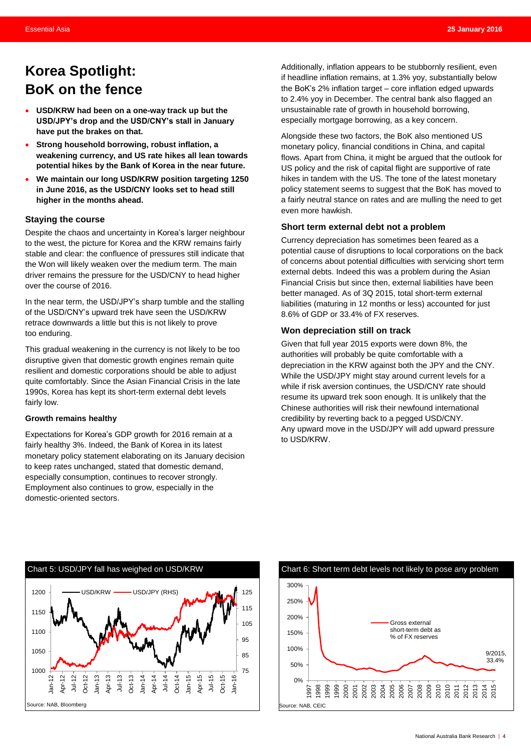# Korea Spotlight: BoK on the fence

- **USD/KRW had been on a one-way track up but the USD/JPY's drop and the USD/CNY's stall in January have put the brakes on that.**
- **Strong household borrowing, robust inflation, a weakening currency, and US rate hikes all lean towards potential hikes by the Bank of Korea in the near future.**
- **We maintain our long USD/KRW position targeting 1250 in June 2016, as the USD/CNY looks set to head still higher in the months ahead.**

### Staying the course

Despite the chaos and uncertainty in Korea's larger neighbour to the west, the picture for Korea and the KRW remains fairly stable and clear: the confluence of pressures still indicate that the Won will likely weaken over the medium term. The main driver remains the pressure for the USD/CNY to head higher over the course of 2016.

In the near term, the USD/JPY's sharp tumble and the stalling of the USD/CNY's upward trek have seen the USD/KRW retrace downwards a little but this is not likely to prove too enduring.

This gradual weakening in the currency is not likely to be too disruptive given that domestic growth engines remain quite resilient and domestic corporations should be able to adjust quite comfortably. Since the Asian Financial Crisis in the late 1990s, Korea has kept its short-term external debt levels fairly low.

#### Growth remains healthy

Expectations for Korea's GDP growth for 2016 remain at a fairly healthy 3%. Indeed, the Bank of Korea in its latest monetary policy statement elaborating on its January decision to keep rates unchanged, stated that domestic demand, especially consumption, continues to recover strongly. Employment also continues to grow, especially in the domestic-oriented sectors.

Additionally, inflation appears to be stubbornly resilient, even if headline inflation remains, at 1.3% yoy, substantially below the BoK's 2% inflation target – core inflation edged upwards to 2.4% yoy in December. The central bank also flagged an unsustainable rate of growth in household borrowing, especially mortgage borrowing, as a key concern.

Alongside these two factors, the BoK also mentioned US monetary policy, financial conditions in China, and capital flows. Apart from China, it might be argued that the outlook for US policy and the risk of capital flight are supportive of rate hikes in tandem with the US. The tone of the latest monetary policy statement seems to suggest that the BoK has moved to a fairly neutral stance on rates and are mulling the need to get even more hawkish.

### Short term external debt not a problem

Currency depreciation has sometimes been feared as a potential cause of disruptions to local corporations on the back of concerns about potential difficulties with servicing short term external debts. Indeed this was a problem during the Asian Financial Crisis but since then, external liabilities have been better managed. As of 3Q 2015, total short-term external liabilities (maturing in 12 months or less) accounted for just 8.6% of GDP or 33.4% of FX reserves.

### Won depreciation still on track

Given that full year 2015 exports were down 8%, the authorities will probably be quite comfortable with a depreciation in the KRW against both the JPY and the CNY. While the USD/JPY might stay around current levels for a while if risk aversion continues, the USD/CNY rate should resume its upward trek soon enough. It is unlikely that the Chinese authorities will risk their newfound international credibility by reverting back to a pegged USD/CNY. Any upward move in the USD/JPY will add upward pressure to USD/KRW.

Chart 5: USD/JPY fall has weighed on USD/KRW

Source: NAB, Bloomberg

Chart 6: Short term debt levels not likely to pose any problem

Source: NAB, CEIC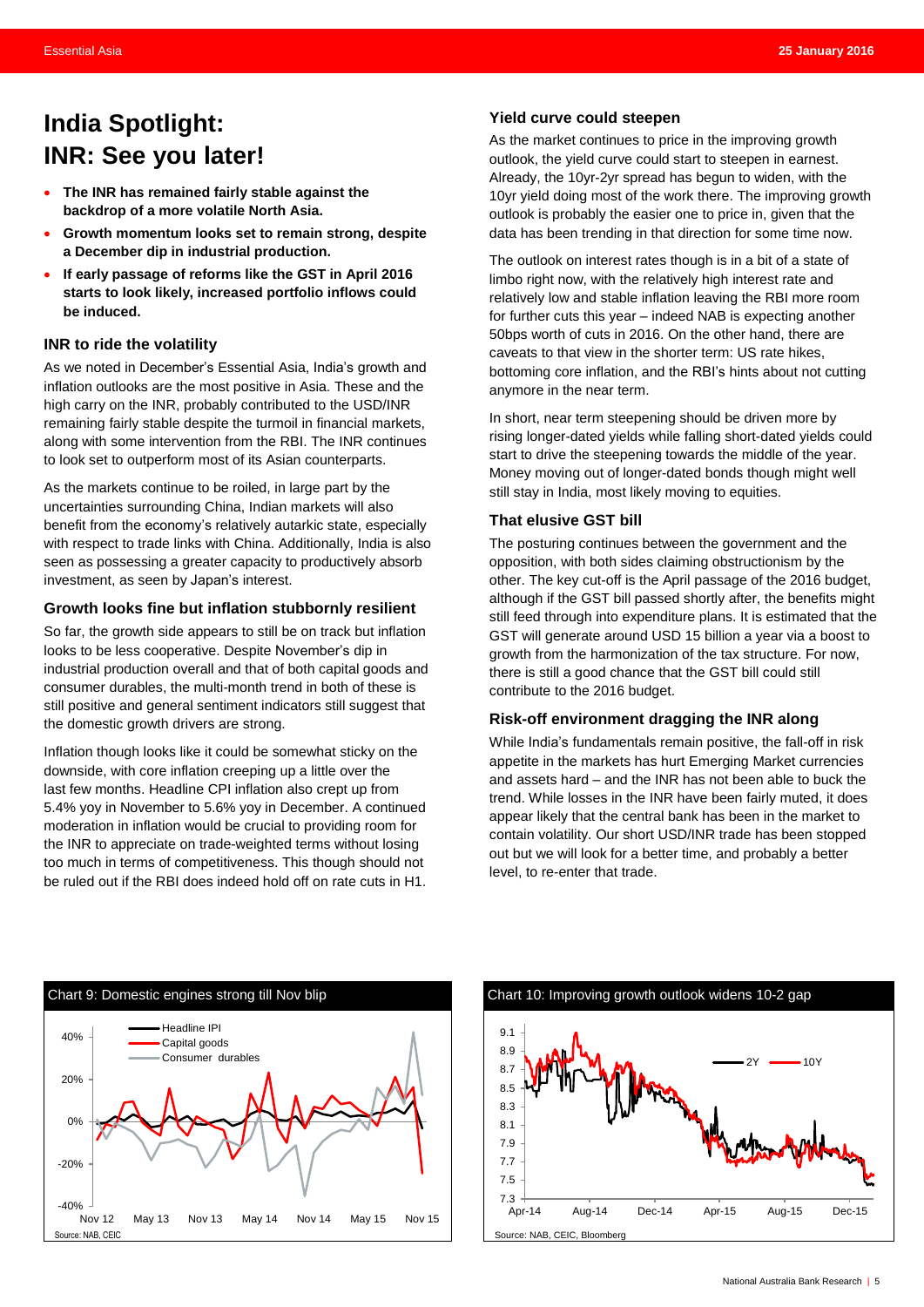# India Spotlight: INR: See you later!

- **The INR has remained fairly stable against the backdrop of a more volatile North Asia.**
- **Growth momentum looks set to remain strong, despite a December dip in industrial production.**
- **If early passage of reforms like the GST in April 2016 starts to look likely, increased portfolio inflows could be induced.**

### INR to ride the volatility

As we noted in December's Essential Asia, India's growth and inflation outlooks are the most positive in Asia. These and the high carry on the INR, probably contributed to the USD/INR remaining fairly stable despite the turmoil in financial markets, along with some intervention from the RBI. The INR continues to look set to outperform most of its Asian counterparts.

As the markets continue to be roiled, in large part by the uncertainties surrounding China, Indian markets will also benefit from the economy's relatively autarkic state, especially with respect to trade links with China. Additionally, India is also seen as possessing a greater capacity to productively absorb investment, as seen by Japan's interest.

### Growth looks fine but inflation stubbornly resilient

So far, the growth side appears to still be on track but inflation looks to be less cooperative. Despite November's dip in industrial production overall and that of both capital goods and consumer durables, the multi-month trend in both of these is still positive and general sentiment indicators still suggest that the domestic growth drivers are strong.

Inflation though looks like it could be somewhat sticky on the downside, with core inflation creeping up a little over the last few months. Headline CPI inflation also crept up from 5.4% yoy in November to 5.6% yoy in December. A continued moderation in inflation would be crucial to providing room for the INR to appreciate on trade-weighted terms without losing too much in terms of competitiveness. This though should not be ruled out if the RBI does indeed hold off on rate cuts in H1.

### Yield curve could steepen

As the market continues to price in the improving growth outlook, the yield curve could start to steepen in earnest. Already, the 10yr-2yr spread has begun to widen, with the 10yr yield doing most of the work there. The improving growth outlook is probably the easier one to price in, given that the data has been trending in that direction for some time now.

The outlook on interest rates though is in a bit of a state of limbo right now, with the relatively high interest rate and relatively low and stable inflation leaving the RBI more room for further cuts this year – indeed NAB is expecting another 50bps worth of cuts in 2016. On the other hand, there are caveats to that view in the shorter term: US rate hikes, bottoming core inflation, and the RBI's hints about not cutting anymore in the near term.

In short, near term steepening should be driven more by rising longer-dated yields while falling short-dated yields could start to drive the steepening towards the middle of the year. Money moving out of longer-dated bonds though might well still stay in India, most likely moving to equities.

### That elusive GST bill

The posturing continues between the government and the opposition, with both sides claiming obstructionism by the other. The key cut-off is the April passage of the 2016 budget, although if the GST bill passed shortly after, the benefits might still feed through into expenditure plans. It is estimated that the GST will generate around USD 15 billion a year via a boost to growth from the harmonization of the tax structure. For now, there is still a good chance that the GST bill could still contribute to the 2016 budget.

### Risk-off environment dragging the INR along

While India's fundamentals remain positive, the fall-off in risk appetite in the markets has hurt Emerging Market currencies and assets hard – and the INR has not been able to buck the trend. While losses in the INR have been fairly muted, it does appear likely that the central bank has been in the market to contain volatility. Our short USD/INR trade has been stopped out but we will look for a better time, and probably a better level, to re-enter that trade.

Chart 9: Domestic engines strong till Nov blip

Source: NAB, CEIC

Chart 10: Improving growth outlook widens 10-2 gap

Source: NAB, CEIC, Bloomberg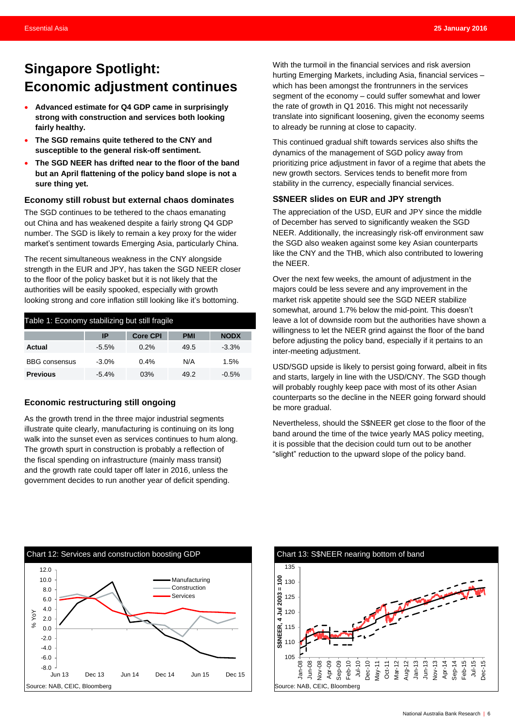# Singapore Spotlight: Economic adjustment continues

- **Advanced estimate for Q4 GDP came in surprisingly strong with construction and services both looking fairly healthy.**
- **The SGD remains quite tethered to the CNY and susceptible to the general risk-off sentiment.**
- **The SGD NEER has drifted near to the floor of the band but an April flattening of the policy band slope is not a sure thing yet.**

### Economy still robust but external chaos dominates

The SGD continues to be tethered to the chaos emanating out China and has weakened despite a fairly strong Q4 GDP number. The SGD is likely to remain a key proxy for the wider market's sentiment towards Emerging Asia, particularly China.

The recent simultaneous weakness in the CNY alongside strength in the EUR and JPY, has taken the SGD NEER closer to the floor of the policy basket but it is not likely that the authorities will be easily spooked, especially with growth looking strong and core inflation still looking like it's bottoming.

Table 1: Economy stabilizing but still fragile

| | IP | Core CPI | PMI | NODX |
|---|---|---|---|---|
| **Actual** | -5.5% | 0.2% | 49.5 | -3.3% |
| BBG consensus | -3.0% | 0.4% | N/A | 1.5% |
| **Previous** | -5.4% | 03% | 49.2 | -0.5% |

### Economic restructuring still ongoing

As the growth trend in the three major industrial segments illustrate quite clearly, manufacturing is continuing on its long walk into the sunset even as services continues to hum along. The growth spurt in construction is probably a reflection of the fiscal spending on infrastructure (mainly mass transit) and the growth rate could taper off later in 2016, unless the government decides to run another year of deficit spending.

With the turmoil in the financial services and risk aversion hurting Emerging Markets, including Asia, financial services – which has been amongst the frontrunners in the services segment of the economy – could suffer somewhat and lower the rate of growth in Q1 2016. This might not necessarily translate into significant loosening, given the economy seems to already be running at close to capacity.

This continued gradual shift towards services also shifts the dynamics of the management of SGD policy away from prioritizing price adjustment in favor of a regime that abets the new growth sectors. Services tends to benefit more from stability in the currency, especially financial services.

### S$NEER slides on EUR and JPY strength

The appreciation of the USD, EUR and JPY since the middle of December has served to significantly weaken the SGD NEER. Additionally, the increasingly risk-off environment saw the SGD also weaken against some key Asian counterparts like the CNY and the THB, which also contributed to lowering the NEER.

Over the next few weeks, the amount of adjustment in the majors could be less severe and any improvement in the market risk appetite should see the SGD NEER stabilize somewhat, around 1.7% below the mid-point. This doesn't leave a lot of downside room but the authorities have shown a willingness to let the NEER grind against the floor of the band before adjusting the policy band, especially if it pertains to an inter-meeting adjustment.

USD/SGD upside is likely to persist going forward, albeit in fits and starts, largely in line with the USD/CNY. The SGD though will probably roughly keep pace with most of its other Asian counterparts so the decline in the NEER going forward should be more gradual.

Nevertheless, should the S$NEER get close to the floor of the band around the time of the twice yearly MAS policy meeting, it is possible that the decision could turn out to be another "slight" reduction to the upward slope of the policy band.

Chart 12: Services and construction boosting GDP

Source: NAB, CEIC, Bloomberg

Chart 13: S$NEER nearing bottom of band

Source: NAB, CEIC, Bloomberg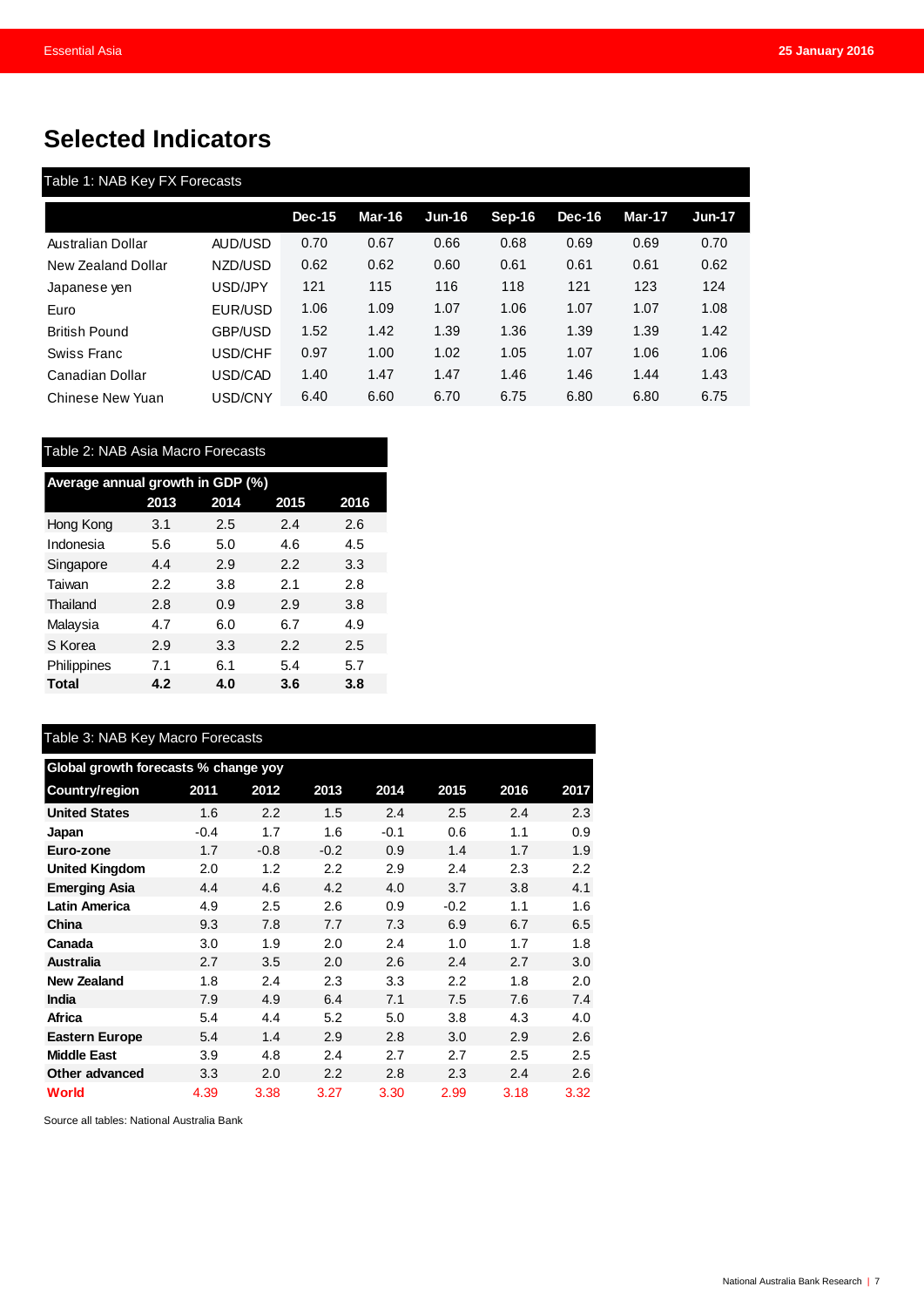# Selected Indicators

**Table 1: NAB Key FX Forecasts**

| | | Dec-15 | Mar-16 | Jun-16 | Sep-16 | Dec-16 | Mar-17 | Jun-17 |
|---|---|---|---|---|---|---|---|---|
| Australian Dollar | AUD/USD | 0.70 | 0.67 | 0.66 | 0.68 | 0.69 | 0.69 | 0.70 |
| New Zealand Dollar | NZD/USD | 0.62 | 0.62 | 0.60 | 0.61 | 0.61 | 0.61 | 0.62 |
| Japanese yen | USD/JPY | 121 | 115 | 116 | 118 | 121 | 123 | 124 |
| Euro | EUR/USD | 1.06 | 1.09 | 1.07 | 1.06 | 1.07 | 1.07 | 1.08 |
| British Pound | GBP/USD | 1.52 | 1.42 | 1.39 | 1.36 | 1.39 | 1.39 | 1.42 |
| Swiss Franc | USD/CHF | 0.97 | 1.00 | 1.02 | 1.05 | 1.07 | 1.06 | 1.06 |
| Canadian Dollar | USD/CAD | 1.40 | 1.47 | 1.47 | 1.46 | 1.46 | 1.44 | 1.43 |
| Chinese New Yuan | USD/CNY | 6.40 | 6.60 | 6.70 | 6.75 | 6.80 | 6.80 | 6.75 |

**Table 2: NAB Asia Macro Forecasts**

| Average annual growth in GDP (%) | | | | |
|---|---|---|---|---|
| | 2013 | 2014 | 2015 | 2016 |
| Hong Kong | 3.1 | 2.5 | 2.4 | 2.6 |
| Indonesia | 5.6 | 5.0 | 4.6 | 4.5 |
| Singapore | 4.4 | 2.9 | 2.2 | 3.3 |
| Taiwan | 2.2 | 3.8 | 2.1 | 2.8 |
| Thailand | 2.8 | 0.9 | 2.9 | 3.8 |
| Malaysia | 4.7 | 6.0 | 6.7 | 4.9 |
| S Korea | 2.9 | 3.3 | 2.2 | 2.5 |
| Philippines | 7.1 | 6.1 | 5.4 | 5.7 |
| **Total** | **4.2** | **4.0** | **3.6** | **3.8** |

**Table 3: NAB Key Macro Forecasts**

| Global growth forecasts % change yoy | | | | | | | |
|---|---|---|---|---|---|---|---|
| **Country/region** | **2011** | **2012** | **2013** | **2014** | **2015** | **2016** | **2017** |
| **United States** | 1.6 | 2.2 | 1.5 | 2.4 | 2.5 | 2.4 | 2.3 |
| **Japan** | -0.4 | 1.7 | 1.6 | -0.1 | 0.6 | 1.1 | 0.9 |
| **Euro-zone** | 1.7 | -0.8 | -0.2 | 0.9 | 1.4 | 1.7 | 1.9 |
| **United Kingdom** | 2.0 | 1.2 | 2.2 | 2.9 | 2.4 | 2.3 | 2.2 |
| **Emerging Asia** | 4.4 | 4.6 | 4.2 | 4.0 | 3.7 | 3.8 | 4.1 |
| **Latin America** | 4.9 | 2.5 | 2.6 | 0.9 | -0.2 | 1.1 | 1.6 |
| **China** | 9.3 | 7.8 | 7.7 | 7.3 | 6.9 | 6.7 | 6.5 |
| **Canada** | 3.0 | 1.9 | 2.0 | 2.4 | 1.0 | 1.7 | 1.8 |
| **Australia** | 2.7 | 3.5 | 2.0 | 2.6 | 2.4 | 2.7 | 3.0 |
| **New Zealand** | 1.8 | 2.4 | 2.3 | 3.3 | 2.2 | 1.8 | 2.0 |
| **India** | 7.9 | 4.9 | 6.4 | 7.1 | 7.5 | 7.6 | 7.4 |
| **Africa** | 5.4 | 4.4 | 5.2 | 5.0 | 3.8 | 4.3 | 4.0 |
| **Eastern Europe** | 5.4 | 1.4 | 2.9 | 2.8 | 3.0 | 2.9 | 2.6 |
| **Middle East** | 3.9 | 4.8 | 2.4 | 2.7 | 2.7 | 2.5 | 2.5 |
| **Other advanced** | 3.3 | 2.0 | 2.2 | 2.8 | 2.3 | 2.4 | 2.6 |
| **World** | 4.39 | 3.38 | 3.27 | 3.30 | 2.99 | 3.18 | 3.32 |

Source all tables: National Australia Bank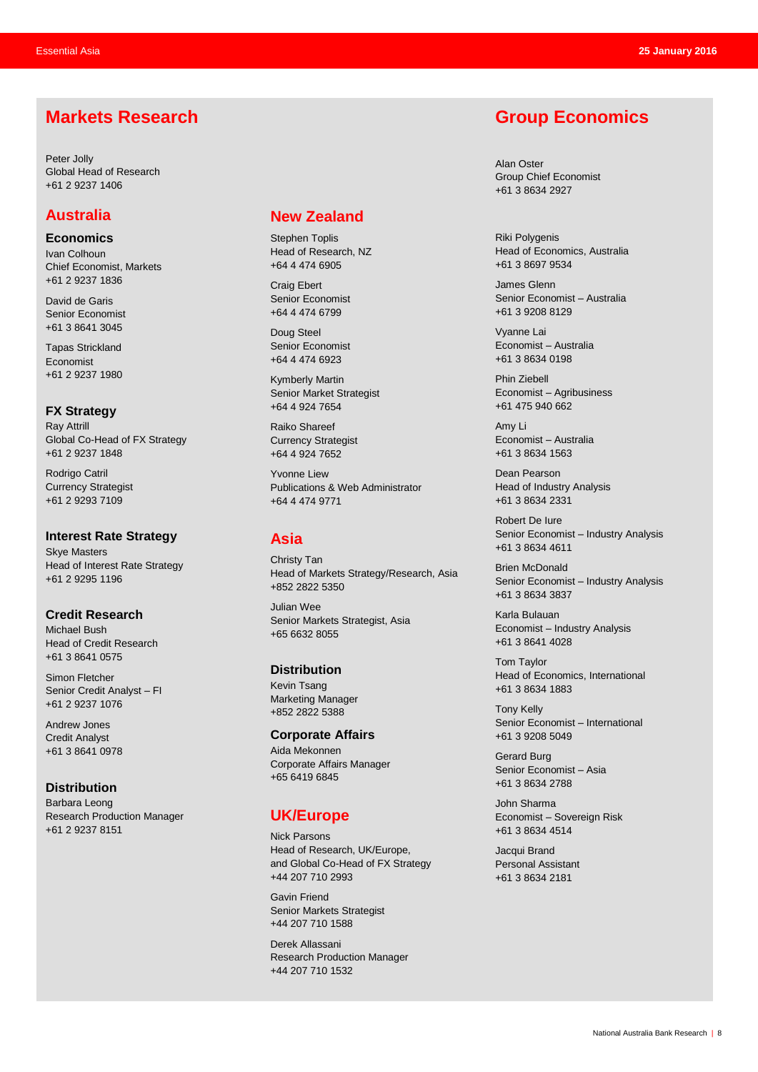# Markets Research

Peter Jolly
Global Head of Research
+61 2 9237 1406

## Australia

### Economics

Ivan Colhoun
Chief Economist, Markets
+61 2 9237 1836

David de Garis
Senior Economist
+61 3 8641 3045

Tapas Strickland
Economist
+61 2 9237 1980

### FX Strategy

Ray Attrill
Global Co-Head of FX Strategy
+61 2 9237 1848

Rodrigo Catril
Currency Strategist
+61 2 9293 7109

### Interest Rate Strategy

Skye Masters
Head of Interest Rate Strategy
+61 2 9295 1196

### Credit Research

Michael Bush
Head of Credit Research
+61 3 8641 0575

Simon Fletcher
Senior Credit Analyst – FI
+61 2 9237 1076

Andrew Jones
Credit Analyst
+61 3 8641 0978

### Distribution

Barbara Leong
Research Production Manager
+61 2 9237 8151

## New Zealand

Stephen Toplis
Head of Research, NZ
+64 4 474 6905

Craig Ebert
Senior Economist
+64 4 474 6799

Doug Steel
Senior Economist
+64 4 474 6923

Kymberly Martin
Senior Market Strategist
+64 4 924 7654

Raiko Shareef
Currency Strategist
+64 4 924 7652

Yvonne Liew
Publications & Web Administrator
+64 4 474 9771

## Asia

Christy Tan
Head of Markets Strategy/Research, Asia
+852 2822 5350

Julian Wee
Senior Markets Strategist, Asia
+65 6632 8055

### Distribution

Kevin Tsang
Marketing Manager
+852 2822 5388

### Corporate Affairs

Aida Mekonnen
Corporate Affairs Manager
+65 6419 6845

## UK/Europe

Nick Parsons
Head of Research, UK/Europe,
and Global Co-Head of FX Strategy
+44 207 710 2993

Gavin Friend
Senior Markets Strategist
+44 207 710 1588

Derek Allassani
Research Production Manager
+44 207 710 1532

# Group Economics

Alan Oster
Group Chief Economist
+61 3 8634 2927

Riki Polygenis
Head of Economics, Australia
+61 3 8697 9534

James Glenn
Senior Economist – Australia
+61 3 9208 8129

Vyanne Lai
Economist – Australia
+61 3 8634 0198

Phin Ziebell
Economist – Agribusiness
+61 475 940 662

Amy Li
Economist – Australia
+61 3 8634 1563

Dean Pearson
Head of Industry Analysis
+61 3 8634 2331

Robert De Iure
Senior Economist – Industry Analysis
+61 3 8634 4611

Brien McDonald
Senior Economist – Industry Analysis
+61 3 8634 3837

Karla Bulauan
Economist – Industry Analysis
+61 3 8641 4028

Tom Taylor
Head of Economics, International
+61 3 8634 1883

Tony Kelly
Senior Economist – International
+61 3 9208 5049

Gerard Burg
Senior Economist – Asia
+61 3 8634 2788

John Sharma
Economist – Sovereign Risk
+61 3 8634 4514

Jacqui Brand
Personal Assistant
+61 3 8634 2181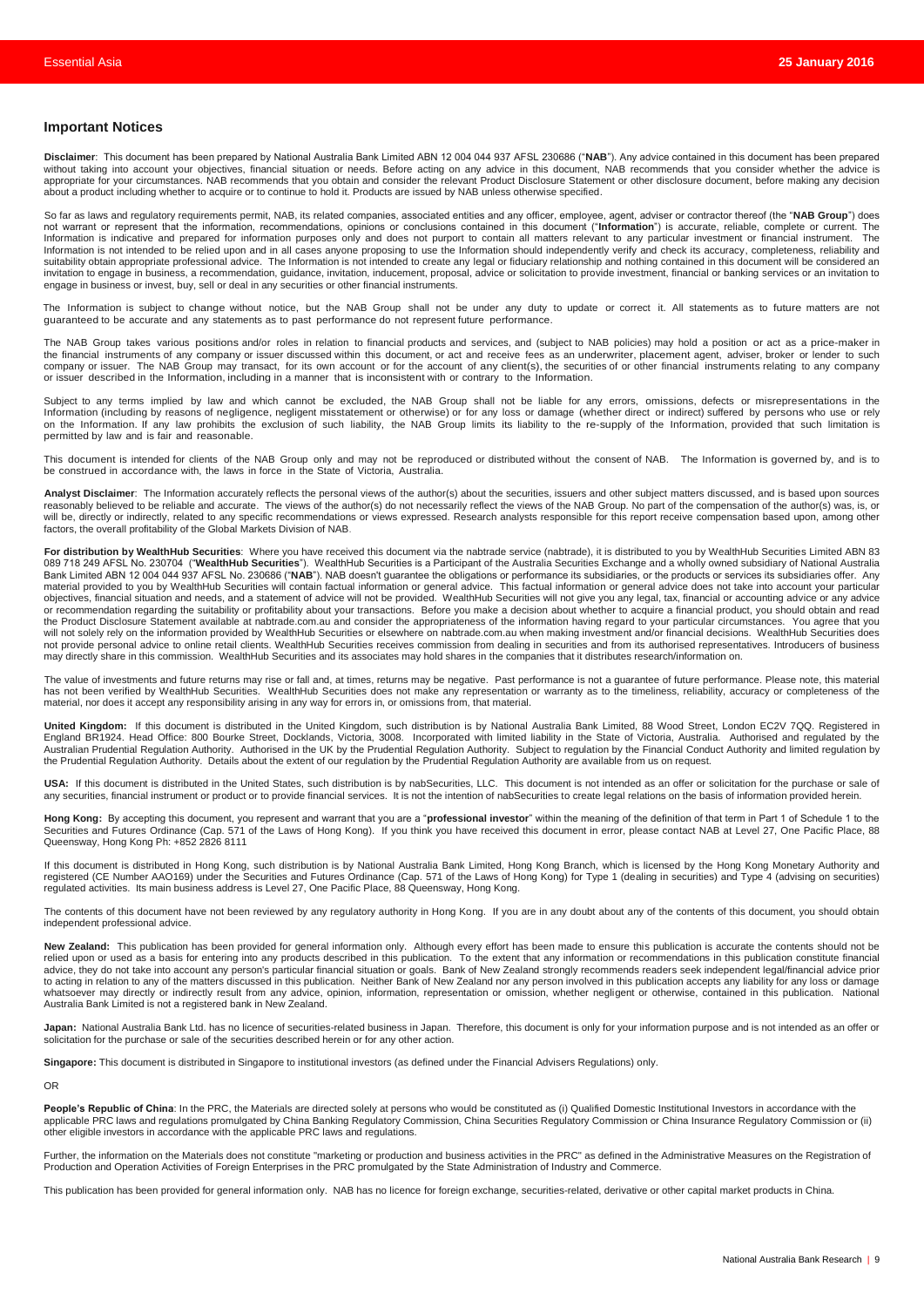## Important Notices

**Disclaimer**: This document has been prepared by National Australia Bank Limited ABN 12 004 044 937 AFSL 230686 ("**NAB**"). Any advice contained in this document has been prepared without taking into account your objectives, financial situation or needs. Before acting on any advice in this document, NAB recommends that you consider whether the advice is appropriate for your circumstances. NAB recommends that you obtain and consider the relevant Product Disclosure Statement or other disclosure document, before making any decision about a product including whether to acquire or to continue to hold it. Products are issued by NAB unless otherwise specified.

So far as laws and regulatory requirements permit, NAB, its related companies, associated entities and any officer, employee, agent, adviser or contractor thereof (the "**NAB Group**") does not warrant or represent that the information, recommendations, opinions or conclusions contained in this document ("**Information**") is accurate, reliable, complete or current. The Information is indicative and prepared for information purposes only and does not purport to contain all matters relevant to any particular investment or financial instrument. The Information is not intended to be relied upon and in all cases anyone proposing to use the Information should independently verify and check its accuracy, completeness, reliability and suitability obtain appropriate professional advice. The Information is not intended to create any legal or fiduciary relationship and nothing contained in this document will be considered an invitation to engage in business, a recommendation, guidance, invitation, inducement, proposal, advice or solicitation to provide investment, financial or banking services or an invitation to engage in business or invest, buy, sell or deal in any securities or other financial instruments.

The Information is subject to change without notice, but the NAB Group shall not be under any duty to update or correct it. All statements as to future matters are not guaranteed to be accurate and any statements as to past performance do not represent future performance.

The NAB Group takes various positions and/or roles in relation to financial products and services, and (subject to NAB policies) may hold a position or act as a price-maker in the financial instruments of any company or issuer discussed within this document, or act and receive fees as an underwriter, placement agent, adviser, broker or lender to such company or issuer. The NAB Group may transact, for its own account or for the account of any client(s), the securities of or other financial instruments relating to any company or issuer described in the Information, including in a manner that is inconsistent with or contrary to the Information.

Subject to any terms implied by law and which cannot be excluded, the NAB Group shall not be liable for any errors, omissions, defects or misrepresentations in the Information (including by reasons of negligence, negligent misstatement or otherwise) or for any loss or damage (whether direct or indirect) suffered by persons who use or rely on the Information. If any law prohibits the exclusion of such liability, the NAB Group limits its liability to the re-supply of the Information, provided that such limitation is permitted by law and is fair and reasonable.

This document is intended for clients of the NAB Group only and may not be reproduced or distributed without the consent of NAB. The Information is governed by, and is to be construed in accordance with, the laws in force in the State of Victoria, Australia.

**Analyst Disclaimer**: The Information accurately reflects the personal views of the author(s) about the securities, issuers and other subject matters discussed, and is based upon sources reasonably believed to be reliable and accurate. The views of the author(s) do not necessarily reflect the views of the NAB Group. No part of the compensation of the author(s) was, is, or will be, directly or indirectly, related to any specific recommendations or views expressed. Research analysts responsible for this report receive compensation based upon, among other factors, the overall profitability of the Global Markets Division of NAB.

**For distribution by WealthHub Securities**: Where you have received this document via the nabtrade service (nabtrade), it is distributed to you by WealthHub Securities Limited ABN 83 089 718 249 AFSL No. 230704 ("**WealthHub Securities**"). WealthHub Securities is a Participant of the Australia Securities Exchange and a wholly owned subsidiary of National Australia Bank Limited ABN 12 004 044 937 AFSL No. 230686 ("**NAB**"). NAB doesn't guarantee the obligations or performance its subsidiaries, or the products or services its subsidiaries offer. Any material provided to you by WealthHub Securities will contain factual information or general advice. This factual information or general advice does not take into account your particular objectives, financial situation and needs, and a statement of advice will not be provided. WealthHub Securities will not give you any legal, tax, financial or accounting advice or any advice or recommendation regarding the suitability or profitability about your transactions. Before you make a decision about whether to acquire a financial product, you should obtain and read the Product Disclosure Statement available at nabtrade.com.au and consider the appropriateness of the information having regard to your particular circumstances. You agree that you will not solely rely on the information provided by WealthHub Securities or elsewhere on nabtrade.com.au when making investment and/or financial decisions. WealthHub Securities does not provide personal advice to online retail clients. WealthHub Securities receives commission from dealing in securities and from its authorised representatives. Introducers of business may directly share in this commission. WealthHub Securities and its associates may hold shares in the companies that it distributes research/information on.

The value of investments and future returns may rise or fall and, at times, returns may be negative. Past performance is not a guarantee of future performance. Please note, this material has not been verified by WealthHub Securities. WealthHub Securities does not make any representation or warranty as to the timeliness, reliability, accuracy or completeness of the material, nor does it accept any responsibility arising in any way for errors in, or omissions from, that material.

**United Kingdom:** If this document is distributed in the United Kingdom, such distribution is by National Australia Bank Limited, 88 Wood Street, London EC2V 7QQ. Registered in England BR1924. Head Office: 800 Bourke Street, Docklands, Victoria, 3008. Incorporated with limited liability in the State of Victoria, Australia. Authorised and regulated by the Australian Prudential Regulation Authority. Authorised in the UK by the Prudential Regulation Authority. Subject to regulation by the Financial Conduct Authority and limited regulation by the Prudential Regulation Authority. Details about the extent of our regulation by the Prudential Regulation Authority are available from us on request.

**USA:** If this document is distributed in the United States, such distribution is by nabSecurities, LLC. This document is not intended as an offer or solicitation for the purchase or sale of any securities, financial instrument or product or to provide financial services. It is not the intention of nabSecurities to create legal relations on the basis of information provided herein.

**Hong Kong:** By accepting this document, you represent and warrant that you are a "**professional investor**" within the meaning of the definition of that term in Part 1 of Schedule 1 to the Securities and Futures Ordinance (Cap. 571 of the Laws of Hong Kong). If you think you have received this document in error, please contact NAB at Level 27, One Pacific Place, 88 Queensway, Hong Kong Ph: +852 2826 8111

If this document is distributed in Hong Kong, such distribution is by National Australia Bank Limited, Hong Kong Branch, which is licensed by the Hong Kong Monetary Authority and registered (CE Number AAO169) under the Securities and Futures Ordinance (Cap. 571 of the Laws of Hong Kong) for Type 1 (dealing in securities) and Type 4 (advising on securities) regulated activities. Its main business address is Level 27, One Pacific Place, 88 Queensway, Hong Kong.

The contents of this document have not been reviewed by any regulatory authority in Hong Kong. If you are in any doubt about any of the contents of this document, you should obtain independent professional advice.

**New Zealand:** This publication has been provided for general information only. Although every effort has been made to ensure this publication is accurate the contents should not be relied upon or used as a basis for entering into any products described in this publication. To the extent that any information or recommendations in this publication constitute financial advice, they do not take into account any person's particular financial situation or goals. Bank of New Zealand strongly recommends readers seek independent legal/financial advice prior to acting in relation to any of the matters discussed in this publication. Neither Bank of New Zealand nor any person involved in this publication accepts any liability for any loss or damage whatsoever may directly or indirectly result from any advice, opinion, information, representation or omission, whether negligent or otherwise, contained in this publication. National Australia Bank Limited is not a registered bank in New Zealand.

**Japan:** National Australia Bank Ltd. has no licence of securities-related business in Japan. Therefore, this document is only for your information purpose and is not intended as an offer or solicitation for the purchase or sale of the securities described herein or for any other action.

**Singapore:** This document is distributed in Singapore to institutional investors (as defined under the Financial Advisers Regulations) only.

OR

**People's Republic of China**: In the PRC, the Materials are directed solely at persons who would be constituted as (i) Qualified Domestic Institutional Investors in accordance with the applicable PRC laws and regulations promulgated by China Banking Regulatory Commission, China Securities Regulatory Commission or China Insurance Regulatory Commission or (ii) other eligible investors in accordance with the applicable PRC laws and regulations.

Further, the information on the Materials does not constitute "marketing or production and business activities in the PRC" as defined in the Administrative Measures on the Registration of Production and Operation Activities of Foreign Enterprises in the PRC promulgated by the State Administration of Industry and Commerce.

This publication has been provided for general information only. NAB has no licence for foreign exchange, securities-related, derivative or other capital market products in China.